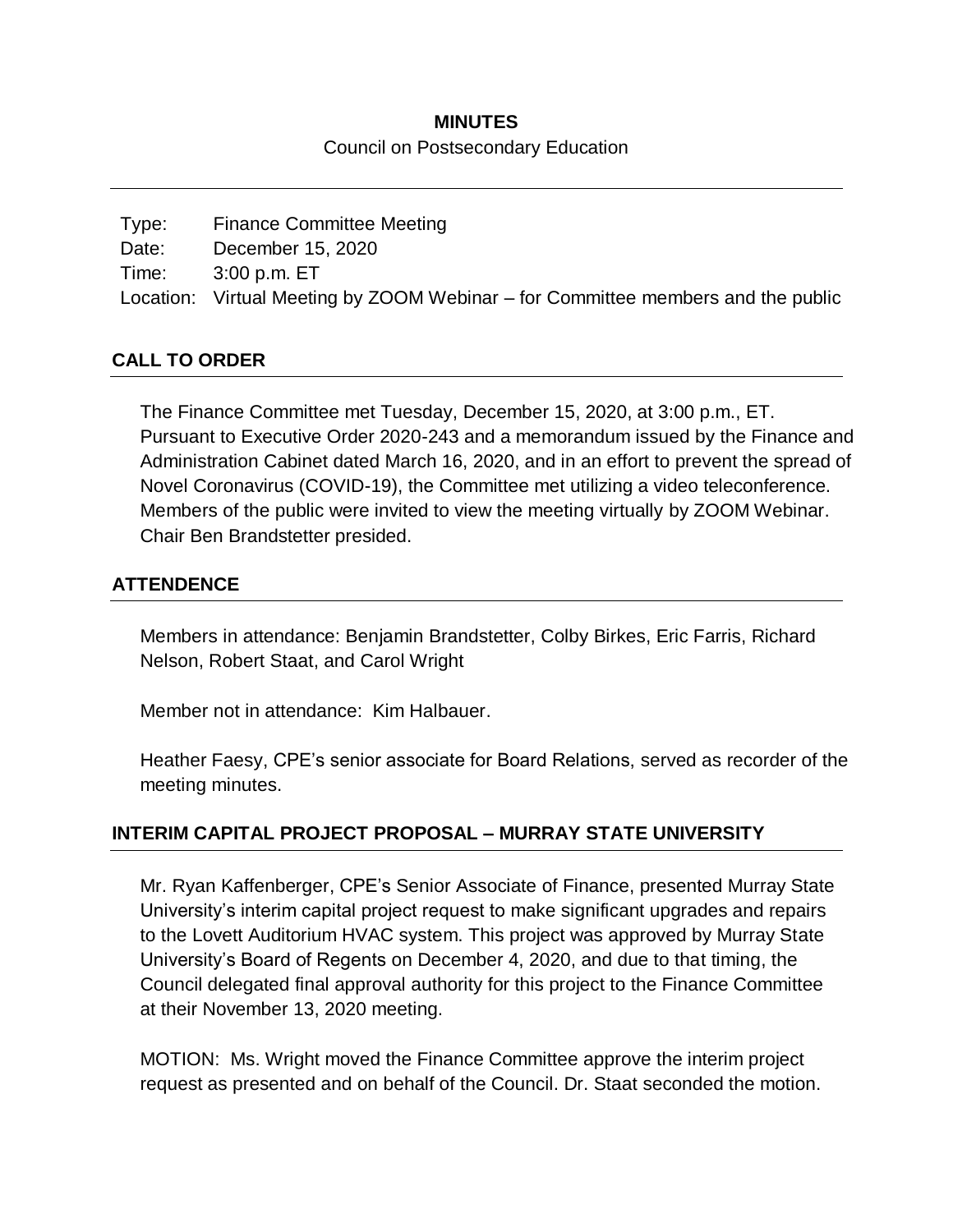# MINUTES

Council on Postsecondary Education

---

Type: Finance Committee Meeting
Date: December 15, 2020
Time: 3:00 p.m. ET
Location: Virtual Meeting by ZOOM Webinar – for Committee members and the public

## CALL TO ORDER

The Finance Committee met Tuesday, December 15, 2020, at 3:00 p.m., ET. Pursuant to Executive Order 2020-243 and a memorandum issued by the Finance and Administration Cabinet dated March 16, 2020, and in an effort to prevent the spread of Novel Coronavirus (COVID-19), the Committee met utilizing a video teleconference. Members of the public were invited to view the meeting virtually by ZOOM Webinar. Chair Ben Brandstetter presided.

## ATTENDENCE

Members in attendance: Benjamin Brandstetter, Colby Birkes, Eric Farris, Richard Nelson, Robert Staat, and Carol Wright

Member not in attendance: Kim Halbauer.

Heather Faesy, CPE's senior associate for Board Relations, served as recorder of the meeting minutes.

## INTERIM CAPITAL PROJECT PROPOSAL – MURRAY STATE UNIVERSITY

Mr. Ryan Kaffenberger, CPE's Senior Associate of Finance, presented Murray State University's interim capital project request to make significant upgrades and repairs to the Lovett Auditorium HVAC system. This project was approved by Murray State University's Board of Regents on December 4, 2020, and due to that timing, the Council delegated final approval authority for this project to the Finance Committee at their November 13, 2020 meeting.

MOTION: Ms. Wright moved the Finance Committee approve the interim project request as presented and on behalf of the Council. Dr. Staat seconded the motion.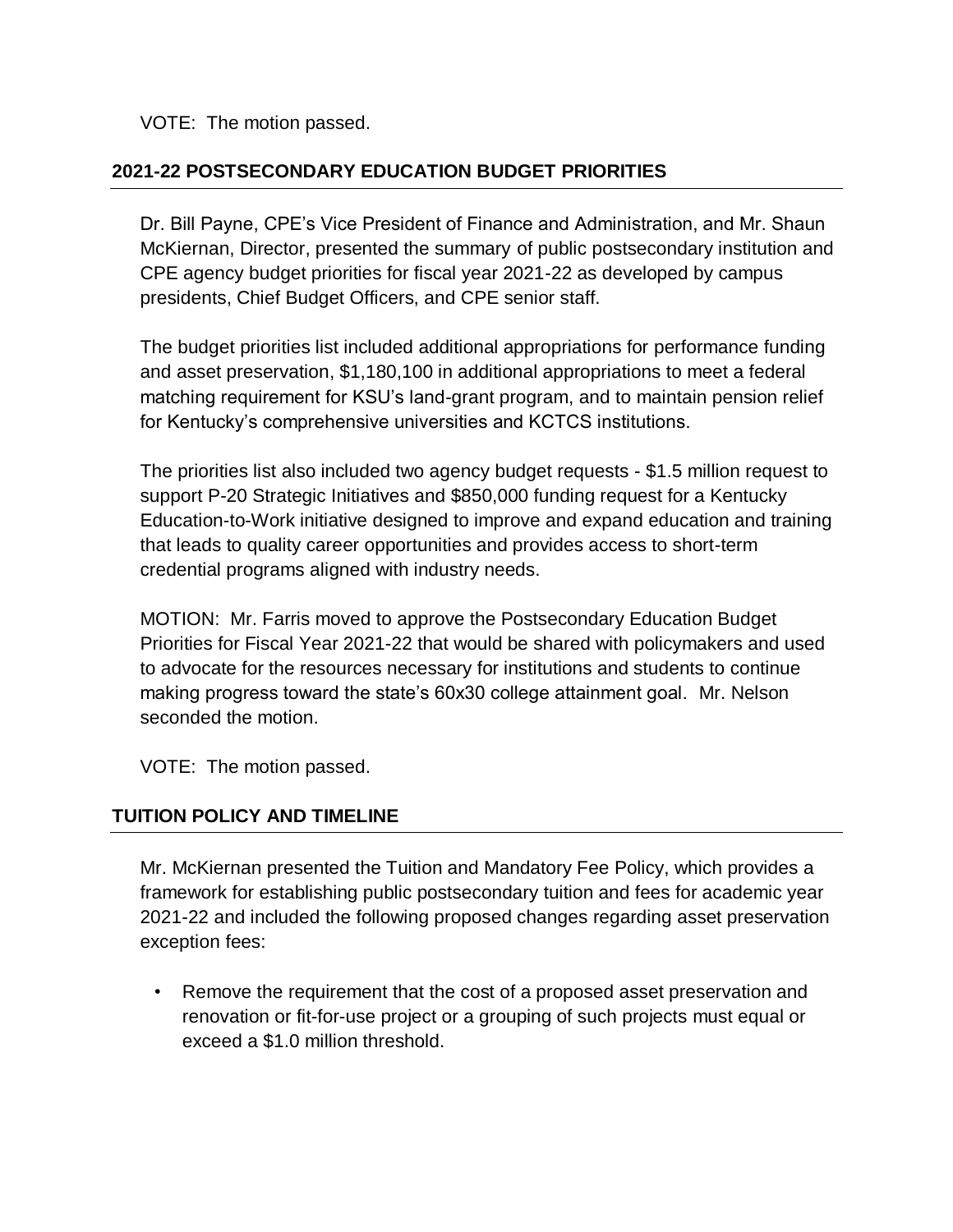VOTE: The motion passed.

## 2021-22 POSTSECONDARY EDUCATION BUDGET PRIORITIES

Dr. Bill Payne, CPE's Vice President of Finance and Administration, and Mr. Shaun McKiernan, Director, presented the summary of public postsecondary institution and CPE agency budget priorities for fiscal year 2021-22 as developed by campus presidents, Chief Budget Officers, and CPE senior staff.

The budget priorities list included additional appropriations for performance funding and asset preservation, $1,180,100 in additional appropriations to meet a federal matching requirement for KSU's land-grant program, and to maintain pension relief for Kentucky's comprehensive universities and KCTCS institutions.

The priorities list also included two agency budget requests - $1.5 million request to support P-20 Strategic Initiatives and $850,000 funding request for a Kentucky Education-to-Work initiative designed to improve and expand education and training that leads to quality career opportunities and provides access to short-term credential programs aligned with industry needs.

MOTION: Mr. Farris moved to approve the Postsecondary Education Budget Priorities for Fiscal Year 2021-22 that would be shared with policymakers and used to advocate for the resources necessary for institutions and students to continue making progress toward the state's 60x30 college attainment goal. Mr. Nelson seconded the motion.

VOTE: The motion passed.

## TUITION POLICY AND TIMELINE

Mr. McKiernan presented the Tuition and Mandatory Fee Policy, which provides a framework for establishing public postsecondary tuition and fees for academic year 2021-22 and included the following proposed changes regarding asset preservation exception fees:

- Remove the requirement that the cost of a proposed asset preservation and renovation or fit-for-use project or a grouping of such projects must equal or exceed a $1.0 million threshold.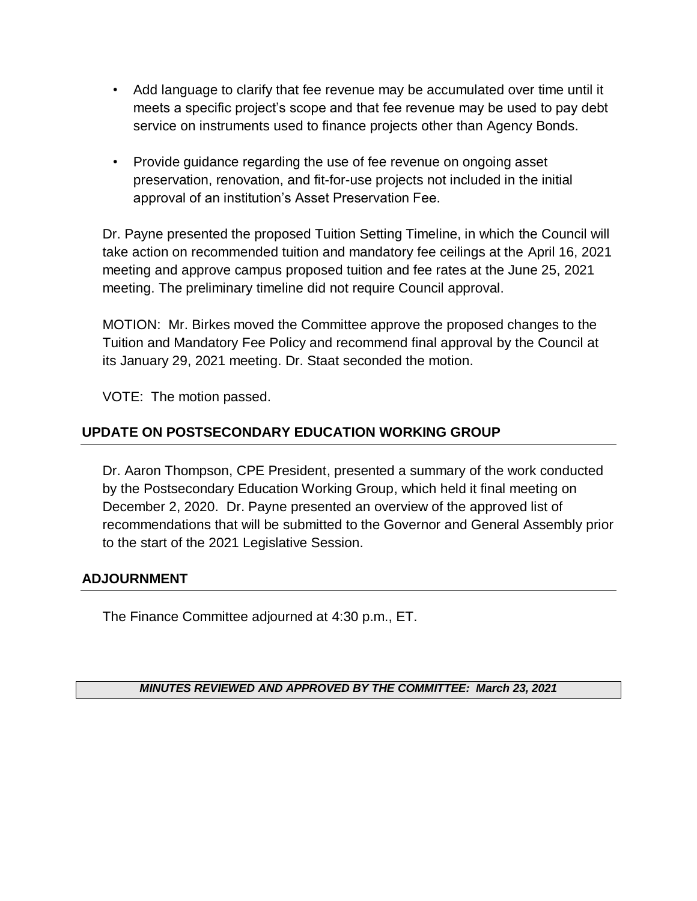- Add language to clarify that fee revenue may be accumulated over time until it meets a specific project's scope and that fee revenue may be used to pay debt service on instruments used to finance projects other than Agency Bonds.

- Provide guidance regarding the use of fee revenue on ongoing asset preservation, renovation, and fit-for-use projects not included in the initial approval of an institution's Asset Preservation Fee.

Dr. Payne presented the proposed Tuition Setting Timeline, in which the Council will take action on recommended tuition and mandatory fee ceilings at the April 16, 2021 meeting and approve campus proposed tuition and fee rates at the June 25, 2021 meeting. The preliminary timeline did not require Council approval.

MOTION: Mr. Birkes moved the Committee approve the proposed changes to the Tuition and Mandatory Fee Policy and recommend final approval by the Council at its January 29, 2021 meeting. Dr. Staat seconded the motion.

VOTE: The motion passed.

## UPDATE ON POSTSECONDARY EDUCATION WORKING GROUP

Dr. Aaron Thompson, CPE President, presented a summary of the work conducted by the Postsecondary Education Working Group, which held it final meeting on December 2, 2020. Dr. Payne presented an overview of the approved list of recommendations that will be submitted to the Governor and General Assembly prior to the start of the 2021 Legislative Session.

## ADJOURNMENT

The Finance Committee adjourned at 4:30 p.m., ET.

***MINUTES REVIEWED AND APPROVED BY THE COMMITTEE: March 23, 2021***